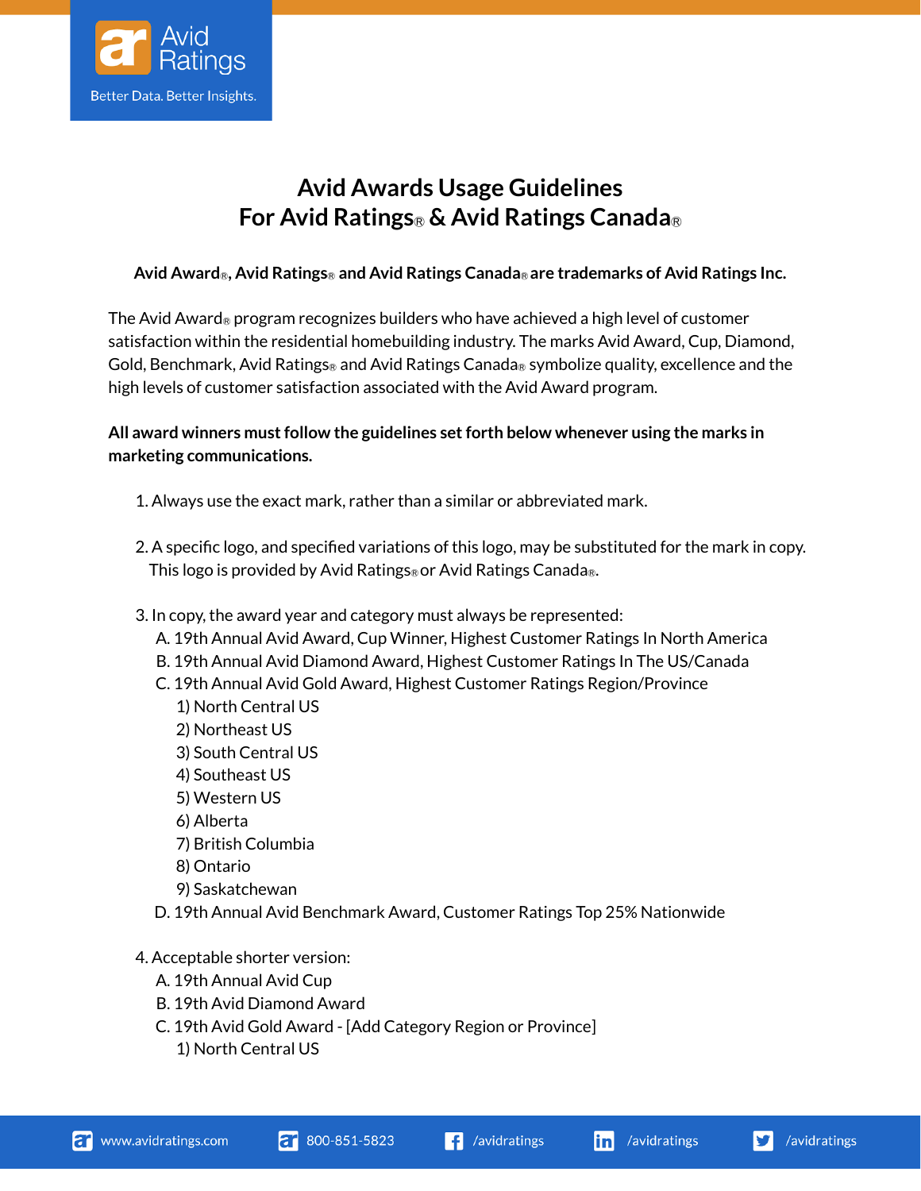# Avid Awards Usage Guidelines
# For Avid Ratings® & Avid Ratings Canada®

**Avid Award®, Avid Ratings® and Avid Ratings Canada® are trademarks of Avid Ratings Inc.**

The Avid Award® program recognizes builders who have achieved a high level of customer satisfaction within the residential homebuilding industry. The marks Avid Award, Cup, Diamond, Gold, Benchmark, Avid Ratings® and Avid Ratings Canada® symbolize quality, excellence and the high levels of customer satisfaction associated with the Avid Award program.

**All award winners must follow the guidelines set forth below whenever using the marks in marketing communications.**

1. Always use the exact mark, rather than a similar or abbreviated mark.

2. A specific logo, and specified variations of this logo, may be substituted for the mark in copy. This logo is provided by Avid Ratings® or Avid Ratings Canada®.

3. In copy, the award year and category must always be represented:
   - A. 19th Annual Avid Award, Cup Winner, Highest Customer Ratings In North America
   - B. 19th Annual Avid Diamond Award, Highest Customer Ratings In The US/Canada
   - C. 19th Annual Avid Gold Award, Highest Customer Ratings Region/Province
     - 1) North Central US
     - 2) Northeast US
     - 3) South Central US
     - 4) Southeast US
     - 5) Western US
     - 6) Alberta
     - 7) British Columbia
     - 8) Ontario
     - 9) Saskatchewan
   - D. 19th Annual Avid Benchmark Award, Customer Ratings Top 25% Nationwide

4. Acceptable shorter version:
   - A. 19th Annual Avid Cup
   - B. 19th Avid Diamond Award
   - C. 19th Avid Gold Award - [Add Category Region or Province]
     - 1) North Central US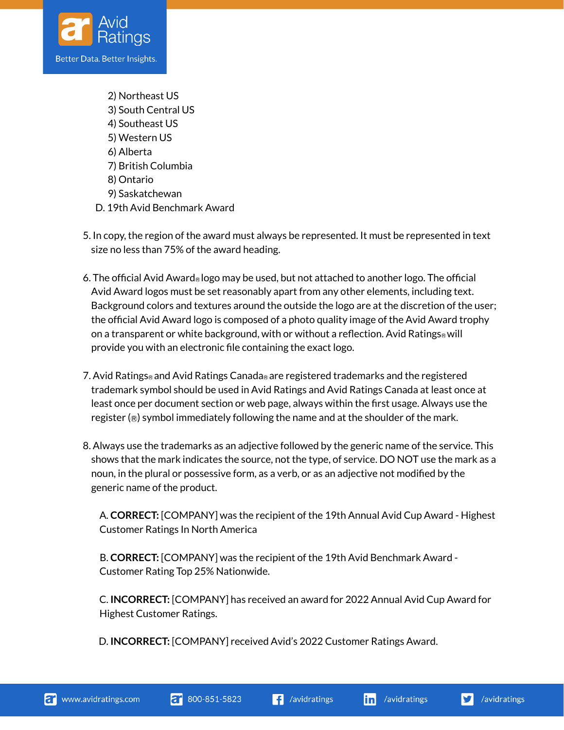2) Northeast US
    3) South Central US
    4) Southeast US
    5) Western US
    6) Alberta
    7) British Columbia
    8) Ontario
    9) Saskatchewan

  D. 19th Avid Benchmark Award

5. In copy, the region of the award must always be represented. It must be represented in text size no less than 75% of the award heading.

6. The official Avid Award® logo may be used, but not attached to another logo. The official Avid Award logos must be set reasonably apart from any other elements, including text. Background colors and textures around the outside the logo are at the discretion of the user; the official Avid Award logo is composed of a photo quality image of the Avid Award trophy on a transparent or white background, with or without a reflection. Avid Ratings® will provide you with an electronic file containing the exact logo.

7. Avid Ratings® and Avid Ratings Canada® are registered trademarks and the registered trademark symbol should be used in Avid Ratings and Avid Ratings Canada at least once at least once per document section or web page, always within the first usage. Always use the register (®) symbol immediately following the name and at the shoulder of the mark.

8. Always use the trademarks as an adjective followed by the generic name of the service. This shows that the mark indicates the source, not the type, of service. DO NOT use the mark as a noun, in the plural or possessive form, as a verb, or as an adjective not modified by the generic name of the product.

   A. **CORRECT:** [COMPANY] was the recipient of the 19th Annual Avid Cup Award - Highest Customer Ratings In North America

   B. **CORRECT:** [COMPANY] was the recipient of the 19th Avid Benchmark Award - Customer Rating Top 25% Nationwide.

   C. **INCORRECT:** [COMPANY] has received an award for 2022 Annual Avid Cup Award for Highest Customer Ratings.

   D. **INCORRECT:** [COMPANY] received Avid's 2022 Customer Ratings Award.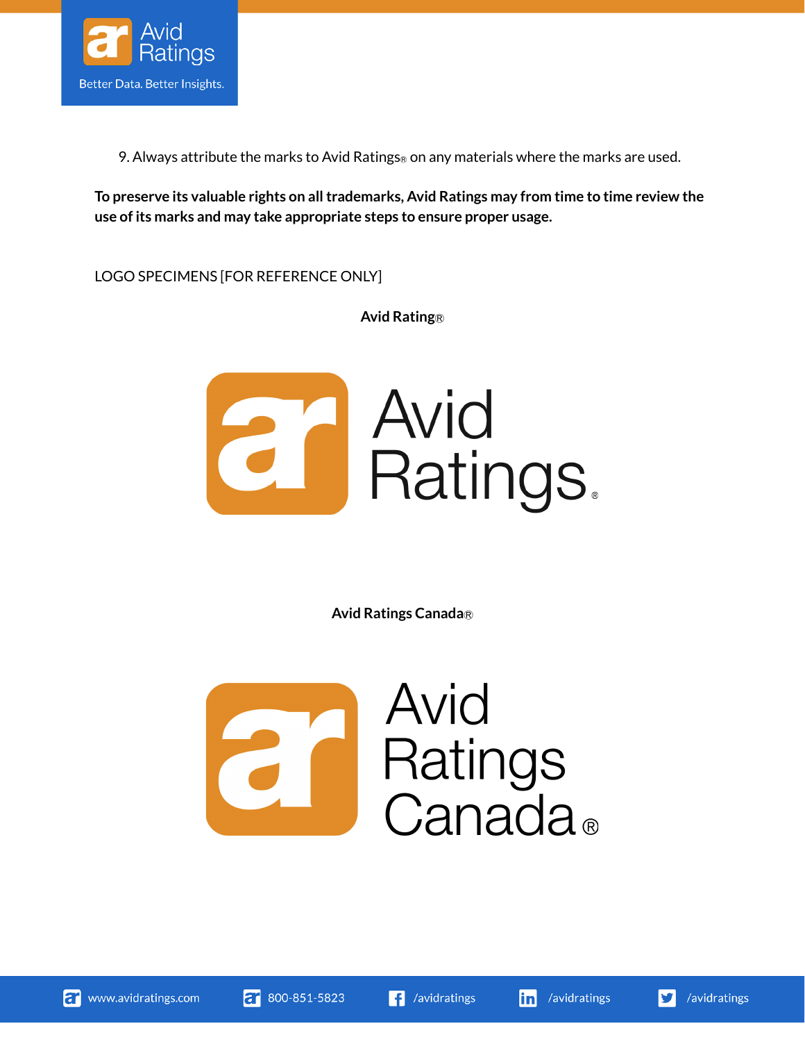9. Always attribute the marks to Avid Ratings® on any materials where the marks are used.

**To preserve its valuable rights on all trademarks, Avid Ratings may from time to time review the use of its marks and may take appropriate steps to ensure proper usage.**

LOGO SPECIMENS [FOR REFERENCE ONLY]

**Avid Rating®**

**Avid Ratings Canada®**